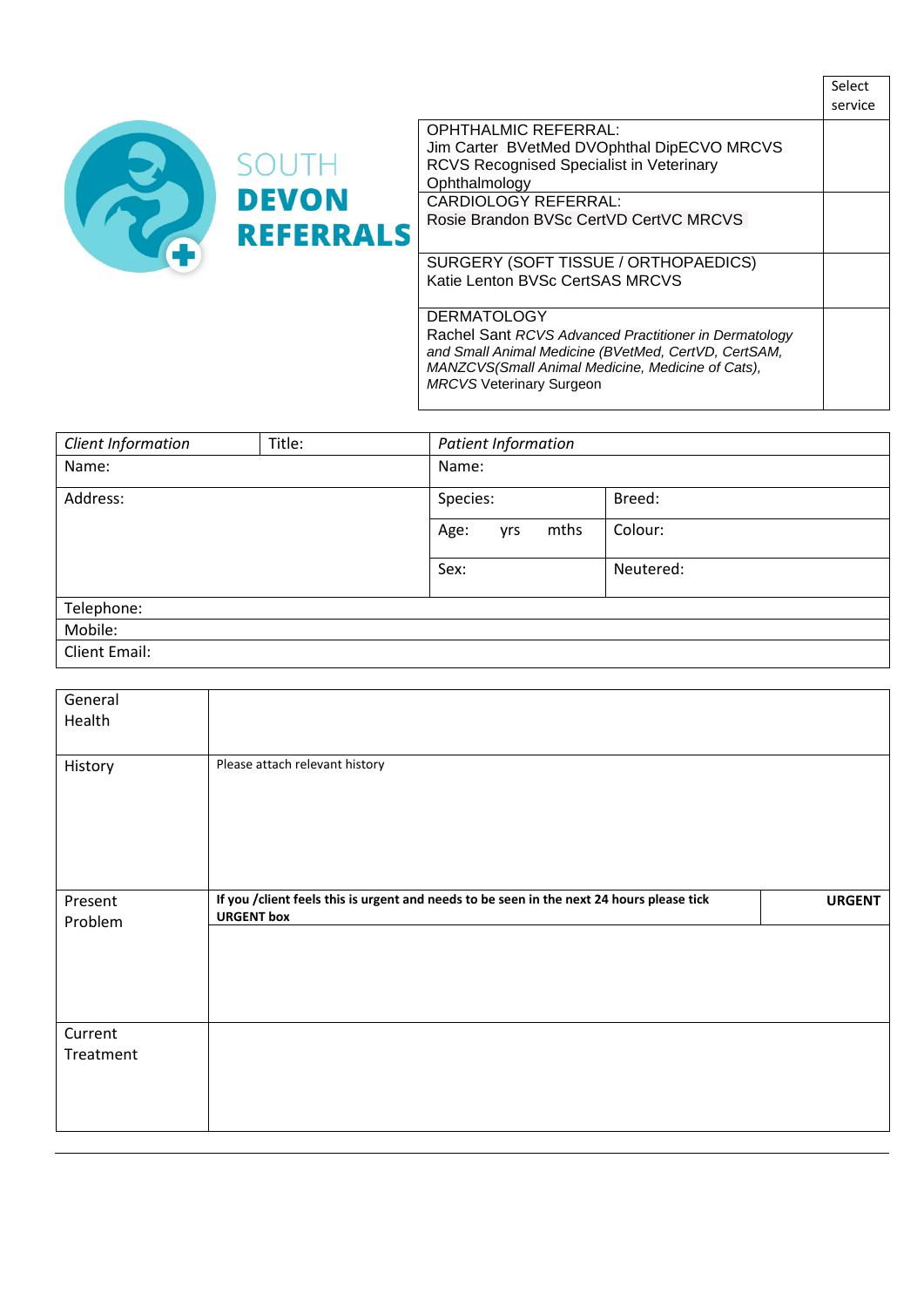# SOUTH DEVON REFERRALS

| | Select service |
|---|---|
| OPHTHALMIC REFERRAL:<br>Jim Carter BVetMed DVOphthal DipECVO MRCVS<br>RCVS Recognised Specialist in Veterinary Ophthalmology | |
| CARDIOLOGY REFERRAL:<br>Rosie Brandon BVSc CertVD CertVC MRCVS | |
| SURGERY (SOFT TISSUE / ORTHOPAEDICS)<br>Katie Lenton BVSc CertSAS MRCVS | |
| DERMATOLOGY<br>Rachel Sant *RCVS Advanced Practitioner in Dermatology and Small Animal Medicine (BVetMed, CertVD, CertSAM, MANZCVS(Small Animal Medicine, Medicine of Cats), MRCVS* Veterinary Surgeon | |

| *Client Information* | Title: | *Patient Information* | |
|---|---|---|---|
| Name: | | Name: | |
| Address: | | Species: | Breed: |
| | | Age: yrs mths | Colour: |
| | | Sex: | Neutered: |
| Telephone: | | | |
| Mobile: | | | |
| Client Email: | | | |

| | | |
|---|---|---|
| General Health | | |
| History | Please attach relevant history | |
| Present Problem | **If you /client feels this is urgent and needs to be seen in the next 24 hours please tick URGENT box** | **URGENT** |
| | | |
| Current Treatment | | |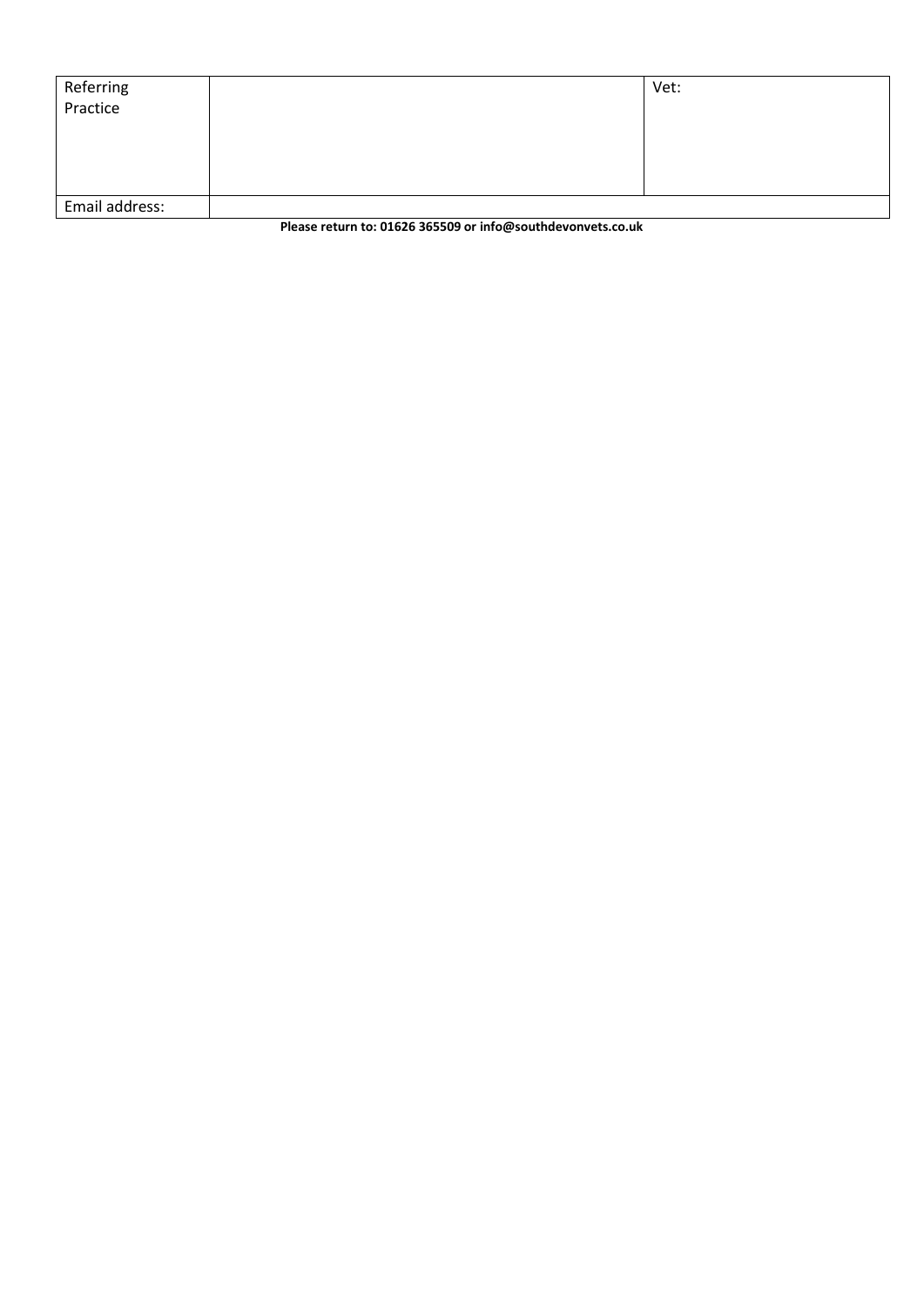| Referring Practice | | Vet: |
| --- | --- | --- |
| Email address: | | |

**Please return to: 01626 365509 or info@southdevonvets.co.uk**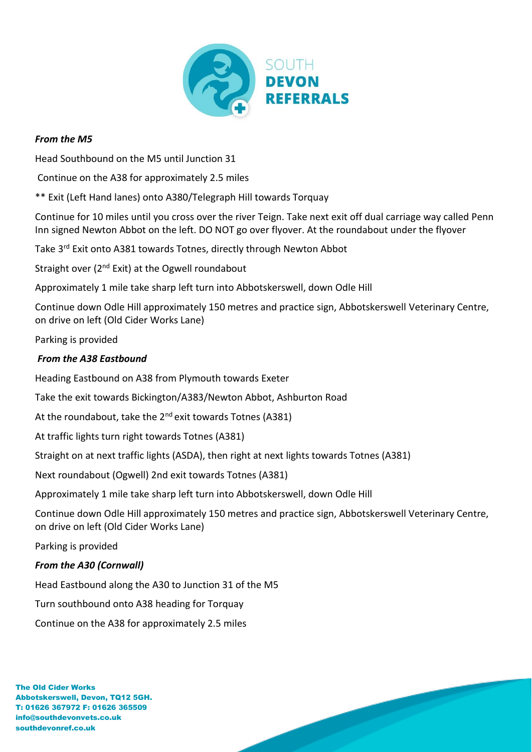SOUTH **DEVON REFERRALS**

***From the M5***

Head Southbound on the M5 until Junction 31

Continue on the A38 for approximately 2.5 miles

** Exit (Left Hand lanes) onto A380/Telegraph Hill towards Torquay

Continue for 10 miles until you cross over the river Teign. Take next exit off dual carriage way called Penn Inn signed Newton Abbot on the left. DO NOT go over flyover. At the roundabout under the flyover

Take 3rd Exit onto A381 towards Totnes, directly through Newton Abbot

Straight over (2nd Exit) at the Ogwell roundabout

Approximately 1 mile take sharp left turn into Abbotskerswell, down Odle Hill

Continue down Odle Hill approximately 150 metres and practice sign, Abbotskerswell Veterinary Centre, on drive on left (Old Cider Works Lane)

Parking is provided

***From the A38 Eastbound***

Heading Eastbound on A38 from Plymouth towards Exeter

Take the exit towards Bickington/A383/Newton Abbot, Ashburton Road

At the roundabout, take the 2nd exit towards Totnes (A381)

At traffic lights turn right towards Totnes (A381)

Straight on at next traffic lights (ASDA), then right at next lights towards Totnes (A381)

Next roundabout (Ogwell) 2nd exit towards Totnes (A381)

Approximately 1 mile take sharp left turn into Abbotskerswell, down Odle Hill

Continue down Odle Hill approximately 150 metres and practice sign, Abbotskerswell Veterinary Centre, on drive on left (Old Cider Works Lane)

Parking is provided

***From the A30 (Cornwall)***

Head Eastbound along the A30 to Junction 31 of the M5

Turn southbound onto A38 heading for Torquay

Continue on the A38 for approximately 2.5 miles

**The Old Cider Works**
**Abbotskerswell, Devon, TQ12 5GH.**
**T: 01626 367972 F: 01626 365509**
**info@southdevonvets.co.uk**
**southdevonref.co.uk**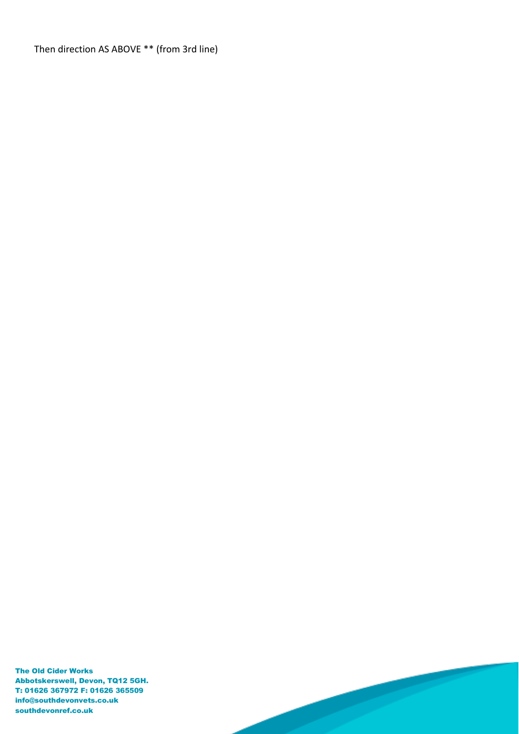Then direction AS ABOVE ** (from 3rd line)